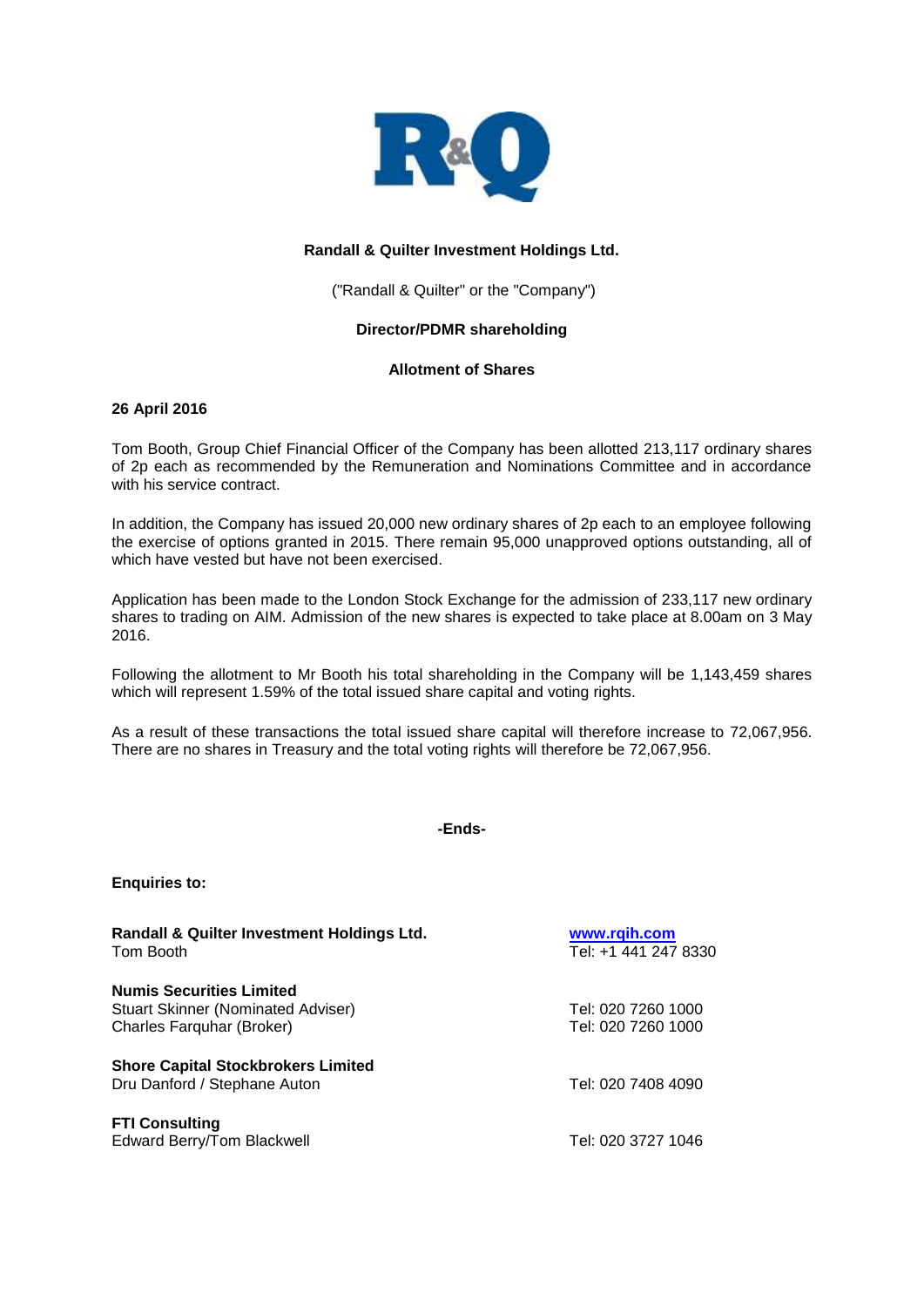**Randall & Quilter Investment Holdings Ltd.**

("Randall & Quilter" or the "Company")

**Director/PDMR shareholding**

**Allotment of Shares**

**26 April 2016**

Tom Booth, Group Chief Financial Officer of the Company has been allotted 213,117 ordinary shares of 2p each as recommended by the Remuneration and Nominations Committee and in accordance with his service contract.

In addition, the Company has issued 20,000 new ordinary shares of 2p each to an employee following the exercise of options granted in 2015. There remain 95,000 unapproved options outstanding, all of which have vested but have not been exercised.

Application has been made to the London Stock Exchange for the admission of 233,117 new ordinary shares to trading on AIM. Admission of the new shares is expected to take place at 8.00am on 3 May 2016.

Following the allotment to Mr Booth his total shareholding in the Company will be 1,143,459 shares which will represent 1.59% of the total issued share capital and voting rights.

As a result of these transactions the total issued share capital will therefore increase to 72,067,956. There are no shares in Treasury and the total voting rights will therefore be 72,067,956.

**-Ends-**

**Enquiries to:**

| | |
|---|---|
| **Randall & Quilter Investment Holdings Ltd.** | **www.rqih.com** |
| Tom Booth | Tel: +1 441 247 8330 |
| **Numis Securities Limited** | |
| Stuart Skinner (Nominated Adviser) | Tel: 020 7260 1000 |
| Charles Farquhar (Broker) | Tel: 020 7260 1000 |
| **Shore Capital Stockbrokers Limited** | |
| Dru Danford / Stephane Auton | Tel: 020 7408 4090 |
| **FTI Consulting** | |
| Edward Berry/Tom Blackwell | Tel: 020 3727 1046 |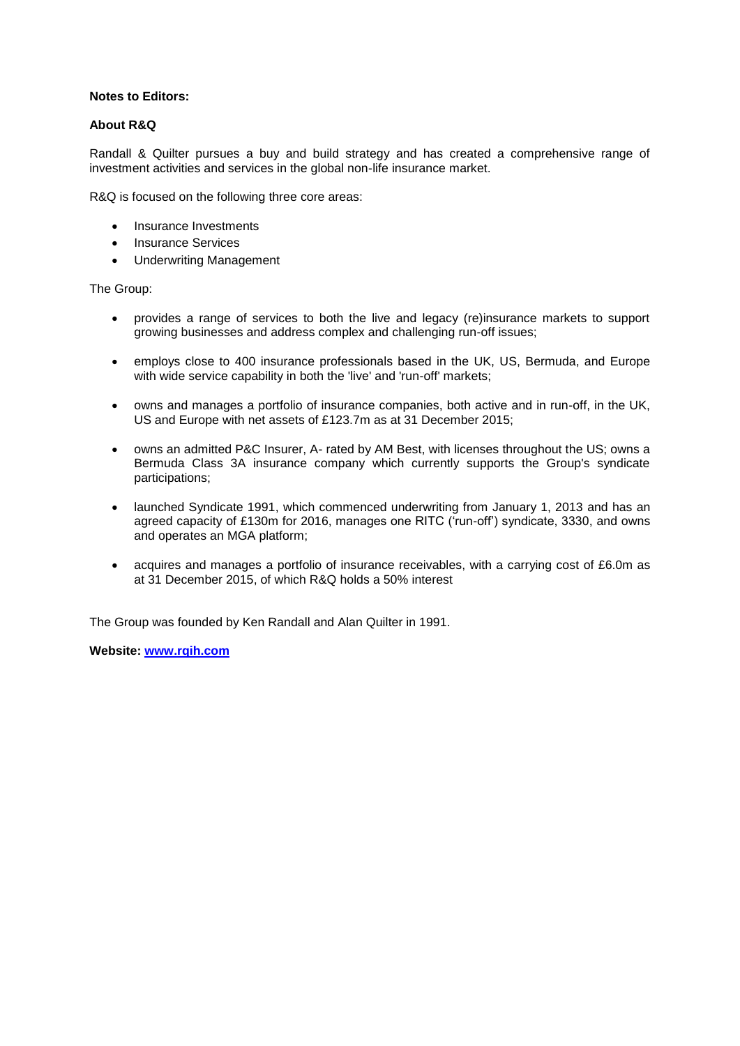**Notes to Editors:**

**About R&Q**

Randall & Quilter pursues a buy and build strategy and has created a comprehensive range of investment activities and services in the global non-life insurance market.

R&Q is focused on the following three core areas:

- Insurance Investments
- Insurance Services
- Underwriting Management

The Group:

- provides a range of services to both the live and legacy (re)insurance markets to support growing businesses and address complex and challenging run-off issues;
- employs close to 400 insurance professionals based in the UK, US, Bermuda, and Europe with wide service capability in both the 'live' and 'run-off' markets;
- owns and manages a portfolio of insurance companies, both active and in run-off, in the UK, US and Europe with net assets of £123.7m as at 31 December 2015;
- owns an admitted P&C Insurer, A- rated by AM Best, with licenses throughout the US; owns a Bermuda Class 3A insurance company which currently supports the Group's syndicate participations;
- launched Syndicate 1991, which commenced underwriting from January 1, 2013 and has an agreed capacity of £130m for 2016, manages one RITC ('run-off') syndicate, 3330, and owns and operates an MGA platform;
- acquires and manages a portfolio of insurance receivables, with a carrying cost of £6.0m as at 31 December 2015, of which R&Q holds a 50% interest

The Group was founded by Ken Randall and Alan Quilter in 1991.

**Website: [www.rqih.com](http://www.rqih.com)**